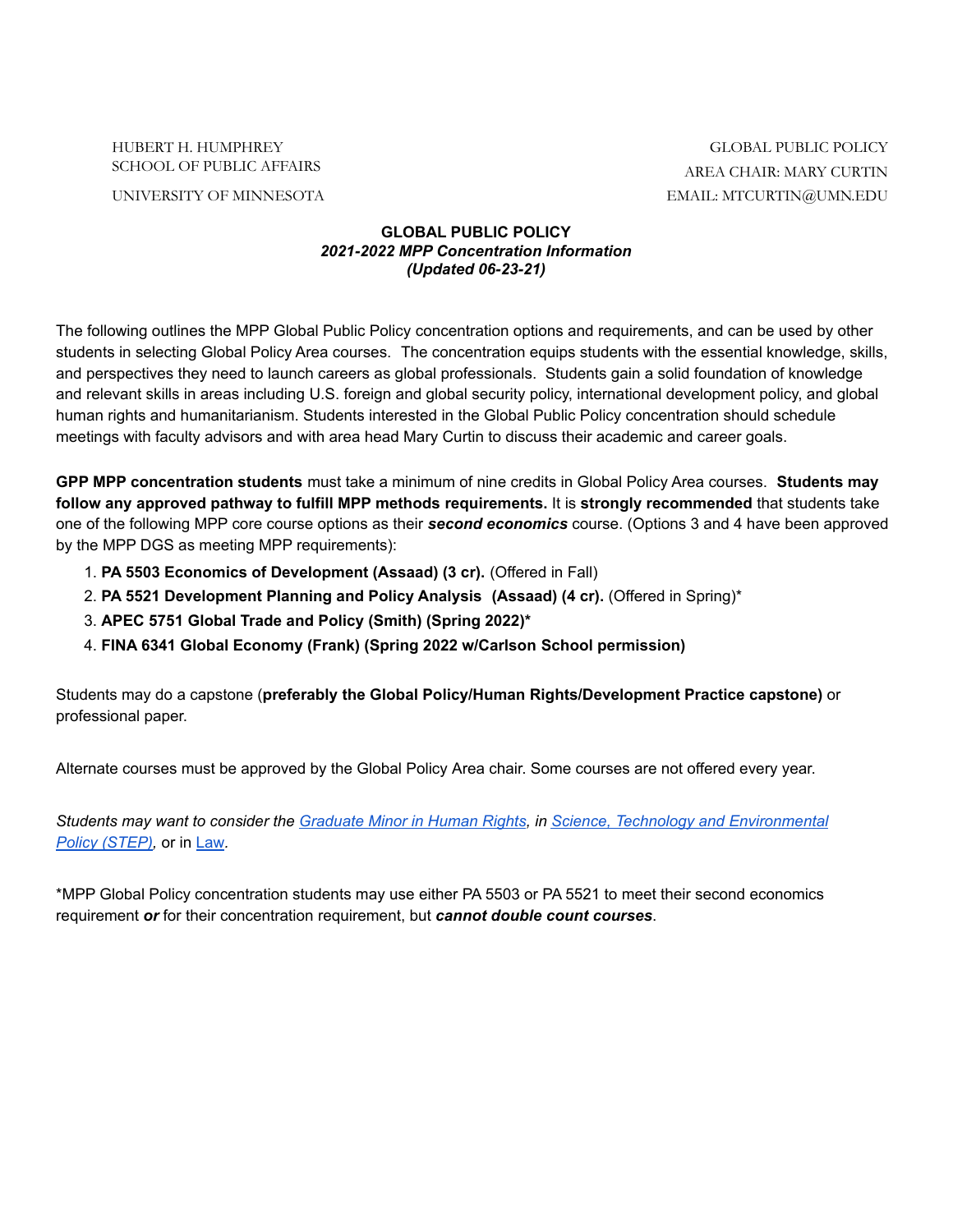HUBERT H. HUMPHREY
SCHOOL OF PUBLIC AFFAIRS

UNIVERSITY OF MINNESOTA

GLOBAL PUBLIC POLICY
AREA CHAIR: MARY CURTIN
EMAIL: MTCURTIN@UMN.EDU

# GLOBAL PUBLIC POLICY

***2021-2022 MPP Concentration Information***
***(Updated 06-23-21)***

The following outlines the MPP Global Public Policy concentration options and requirements, and can be used by other students in selecting Global Policy Area courses. The concentration equips students with the essential knowledge, skills, and perspectives they need to launch careers as global professionals. Students gain a solid foundation of knowledge and relevant skills in areas including U.S. foreign and global security policy, international development policy, and global human rights and humanitarianism. Students interested in the Global Public Policy concentration should schedule meetings with faculty advisors and with area head Mary Curtin to discuss their academic and career goals.

**GPP MPP concentration students** must take a minimum of nine credits in Global Policy Area courses. **Students may follow any approved pathway to fulfill MPP methods requirements.** It is **strongly recommended** that students take one of the following MPP core course options as their ***second economics*** course. (Options 3 and 4 have been approved by the MPP DGS as meeting MPP requirements):

1. **PA 5503 Economics of Development (Assaad) (3 cr).** (Offered in Fall)
2. **PA 5521 Development Planning and Policy Analysis (Assaad) (4 cr).** (Offered in Spring)*
3. **APEC 5751 Global Trade and Policy (Smith) (Spring 2022)***
4. **FINA 6341 Global Economy (Frank) (Spring 2022 w/Carlson School permission)**

Students may do a capstone (**preferably the Global Policy/Human Rights/Development Practice capstone)** or professional paper.

Alternate courses must be approved by the Global Policy Area chair. Some courses are not offered every year.

*Students may want to consider the [Graduate Minor in Human Rights](), in [Science, Technology and Environmental Policy (STEP)](),* or in [Law]().

*MPP Global Policy concentration students may use either PA 5503 or PA 5521 to meet their second economics requirement ***or*** for their concentration requirement, but ***cannot double count courses***.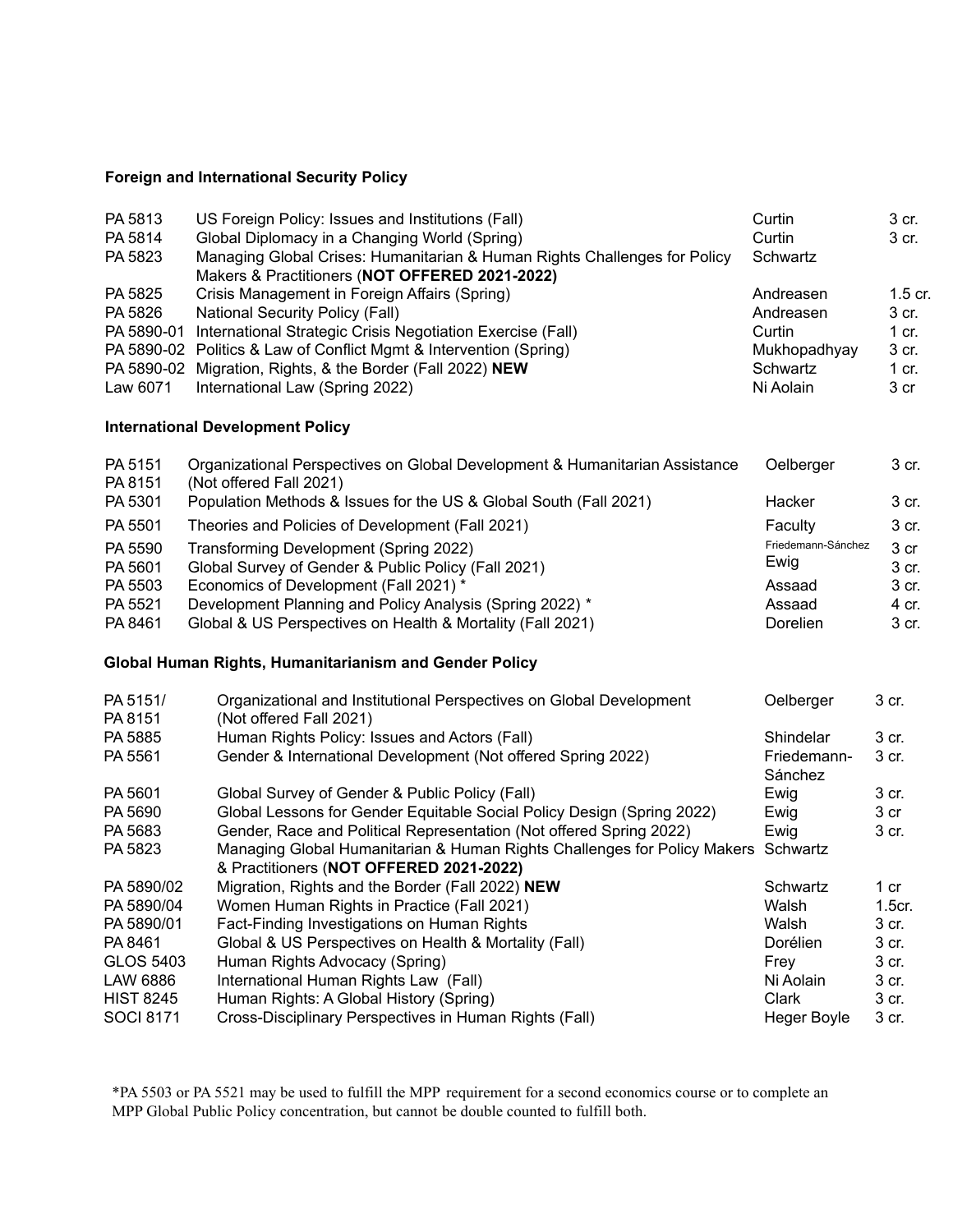**Foreign and International Security Policy**

| | | | |
|---|---|---|---|
| PA 5813 | US Foreign Policy: Issues and Institutions (Fall) | Curtin | 3 cr. |
| PA 5814 | Global Diplomacy in a Changing World (Spring) | Curtin | 3 cr. |
| PA 5823 | Managing Global Crises: Humanitarian & Human Rights Challenges for Policy Makers & Practitioners (**NOT OFFERED 2021-2022)** | Schwartz | |
| PA 5825 | Crisis Management in Foreign Affairs (Spring) | Andreasen | 1.5 cr. |
| PA 5826 | National Security Policy (Fall) | Andreasen | 3 cr. |
| PA 5890-01 | International Strategic Crisis Negotiation Exercise (Fall) | Curtin | 1 cr. |
| PA 5890-02 | Politics & Law of Conflict Mgmt & Intervention (Spring) | Mukhopadhyay | 3 cr. |
| PA 5890-02 | Migration, Rights, & the Border (Fall 2022) **NEW** | Schwartz | 1 cr. |
| Law 6071 | International Law (Spring 2022) | Ni Aolain | 3 cr |

**International Development Policy**

| | | | |
|---|---|---|---|
| PA 5151<br>PA 8151 | Organizational Perspectives on Global Development & Humanitarian Assistance (Not offered Fall 2021) | Oelberger | 3 cr. |
| PA 5301 | Population Methods & Issues for the US & Global South (Fall 2021) | Hacker | 3 cr. |
| PA 5501 | Theories and Policies of Development (Fall 2021) | Faculty | 3 cr. |
| PA 5590 | Transforming Development (Spring 2022) | Friedemann-Sánchez | 3 cr |
| PA 5601 | Global Survey of Gender & Public Policy (Fall 2021) | Ewig | 3 cr. |
| PA 5503 | Economics of Development (Fall 2021) * | Assaad | 3 cr. |
| PA 5521 | Development Planning and Policy Analysis (Spring 2022) * | Assaad | 4 cr. |
| PA 8461 | Global & US Perspectives on Health & Mortality (Fall 2021) | Dorelien | 3 cr. |

**Global Human Rights, Humanitarianism and Gender Policy**

| | | | |
|---|---|---|---|
| PA 5151/<br>PA 8151 | Organizational and Institutional Perspectives on Global Development (Not offered Fall 2021) | Oelberger | 3 cr. |
| PA 5885 | Human Rights Policy: Issues and Actors (Fall) | Shindelar | 3 cr. |
| PA 5561 | Gender & International Development (Not offered Spring 2022) | Friedemann-Sánchez | 3 cr. |
| PA 5601 | Global Survey of Gender & Public Policy (Fall) | Ewig | 3 cr. |
| PA 5690 | Global Lessons for Gender Equitable Social Policy Design (Spring 2022) | Ewig | 3 cr |
| PA 5683 | Gender, Race and Political Representation (Not offered Spring 2022) | Ewig | 3 cr. |
| PA 5823 | Managing Global Humanitarian & Human Rights Challenges for Policy Makers & Practitioners (**NOT OFFERED 2021-2022)** | Schwartz | |
| PA 5890/02 | Migration, Rights and the Border (Fall 2022) **NEW** | Schwartz | 1 cr |
| PA 5890/04 | Women Human Rights in Practice (Fall 2021) | Walsh | 1.5cr. |
| PA 5890/01 | Fact-Finding Investigations on Human Rights | Walsh | 3 cr. |
| PA 8461 | Global & US Perspectives on Health & Mortality (Fall) | Dorélien | 3 cr. |
| GLOS 5403 | Human Rights Advocacy (Spring) | Frey | 3 cr. |
| LAW 6886 | International Human Rights Law (Fall) | Ni Aolain | 3 cr. |
| HIST 8245 | Human Rights: A Global History (Spring) | Clark | 3 cr. |
| SOCI 8171 | Cross-Disciplinary Perspectives in Human Rights (Fall) | Heger Boyle | 3 cr. |

*PA 5503 or PA 5521 may be used to fulfill the MPP requirement for a second economics course or to complete an MPP Global Public Policy concentration, but cannot be double counted to fulfill both.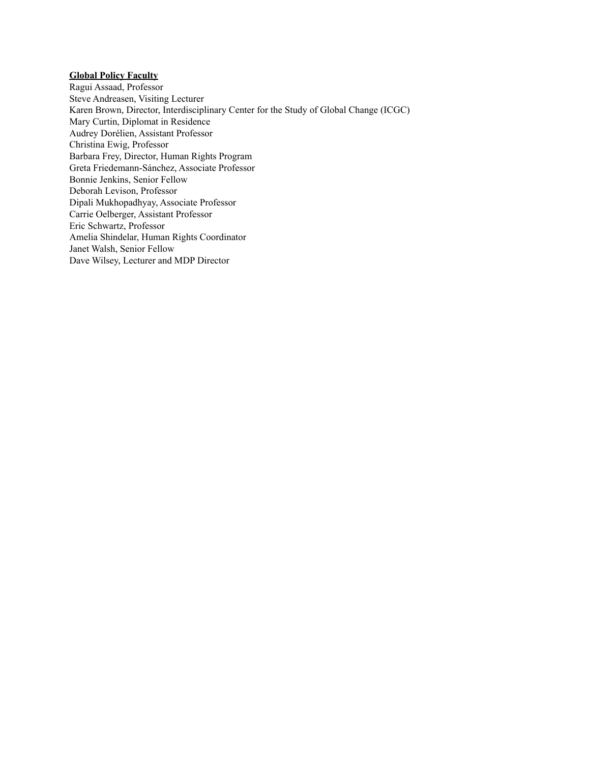**<u>Global Policy Faculty</u>**

Ragui Assaad, Professor
Steve Andreasen, Visiting Lecturer
Karen Brown, Director, Interdisciplinary Center for the Study of Global Change (ICGC)
Mary Curtin, Diplomat in Residence
Audrey Dorélien, Assistant Professor
Christina Ewig, Professor
Barbara Frey, Director, Human Rights Program
Greta Friedemann-Sánchez, Associate Professor
Bonnie Jenkins, Senior Fellow
Deborah Levison, Professor
Dipali Mukhopadhyay, Associate Professor
Carrie Oelberger, Assistant Professor
Eric Schwartz, Professor
Amelia Shindelar, Human Rights Coordinator
Janet Walsh, Senior Fellow
Dave Wilsey, Lecturer and MDP Director